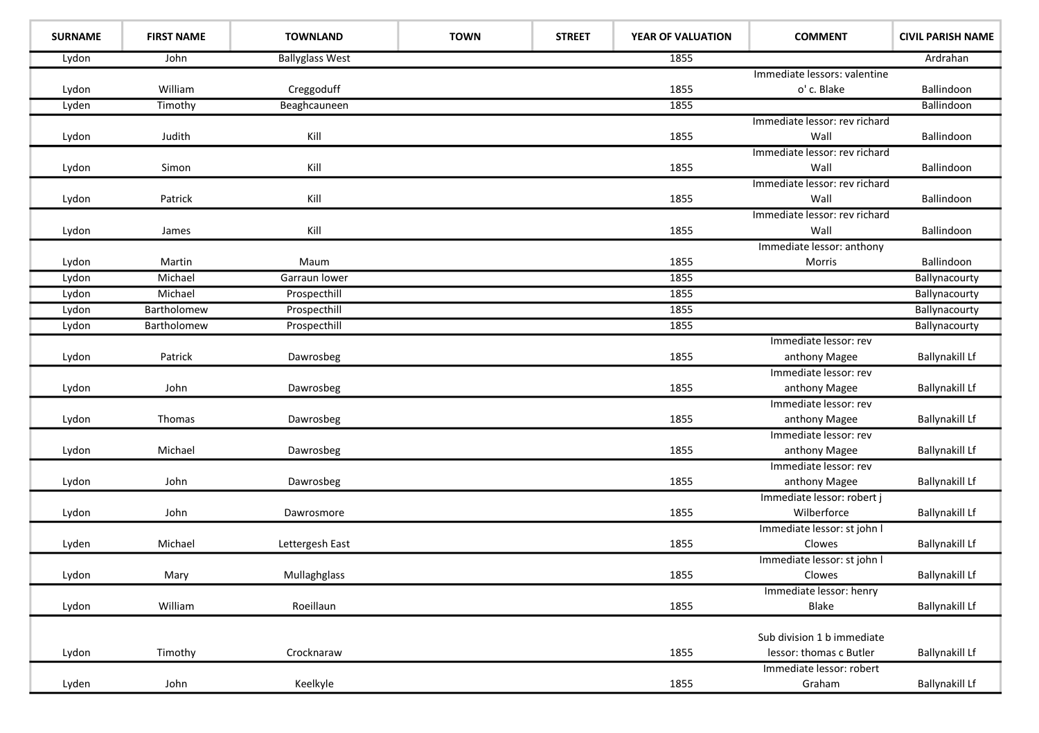| SURNAME | FIRST NAME | TOWNLAND | TOWN | STREET | YEAR OF VALUATION | COMMENT | CIVIL PARISH NAME |
|---|---|---|---|---|---|---|---|
| Lydon | John | Ballyglass West | | | 1855 | | Ardrahan |
| Lydon | William | Creggoduff | | | 1855 | Immediate lessors: valentine o' c. Blake | Ballindoon |
| Lyden | Timothy | Beaghcauneen | | | 1855 | | Ballindoon |
| Lydon | Judith | Kill | | | 1855 | Immediate lessor: rev richard Wall | Ballindoon |
| Lydon | Simon | Kill | | | 1855 | Immediate lessor: rev richard Wall | Ballindoon |
| Lydon | Patrick | Kill | | | 1855 | Immediate lessor: rev richard Wall | Ballindoon |
| Lydon | James | Kill | | | 1855 | Immediate lessor: rev richard Wall | Ballindoon |
| Lydon | Martin | Maum | | | 1855 | Immediate lessor: anthony Morris | Ballindoon |
| Lydon | Michael | Garraun lower | | | 1855 | | Ballynacourty |
| Lydon | Michael | Prospecthill | | | 1855 | | Ballynacourty |
| Lydon | Bartholomew | Prospecthill | | | 1855 | | Ballynacourty |
| Lydon | Bartholomew | Prospecthill | | | 1855 | | Ballynacourty |
| Lydon | Patrick | Dawrosbeg | | | 1855 | Immediate lessor: rev anthony Magee | Ballynakill Lf |
| Lydon | John | Dawrosbeg | | | 1855 | Immediate lessor: rev anthony Magee | Ballynakill Lf |
| Lydon | Thomas | Dawrosbeg | | | 1855 | Immediate lessor: rev anthony Magee | Ballynakill Lf |
| Lydon | Michael | Dawrosbeg | | | 1855 | Immediate lessor: rev anthony Magee | Ballynakill Lf |
| Lydon | John | Dawrosbeg | | | 1855 | Immediate lessor: rev anthony Magee | Ballynakill Lf |
| Lydon | John | Dawrosmore | | | 1855 | Immediate lessor: robert j Wilberforce | Ballynakill Lf |
| Lyden | Michael | Lettergesh East | | | 1855 | Immediate lessor: st john l Clowes | Ballynakill Lf |
| Lydon | Mary | Mullaghglass | | | 1855 | Immediate lessor: st john l Clowes | Ballynakill Lf |
| Lydon | William | Roeillaun | | | 1855 | Immediate lessor: henry Blake | Ballynakill Lf |
| Lydon | Timothy | Crocknaraw | | | 1855 | Sub division 1 b immediate lessor: thomas c Butler | Ballynakill Lf |
| Lyden | John | Keelkyle | | | 1855 | Immediate lessor: robert Graham | Ballynakill Lf |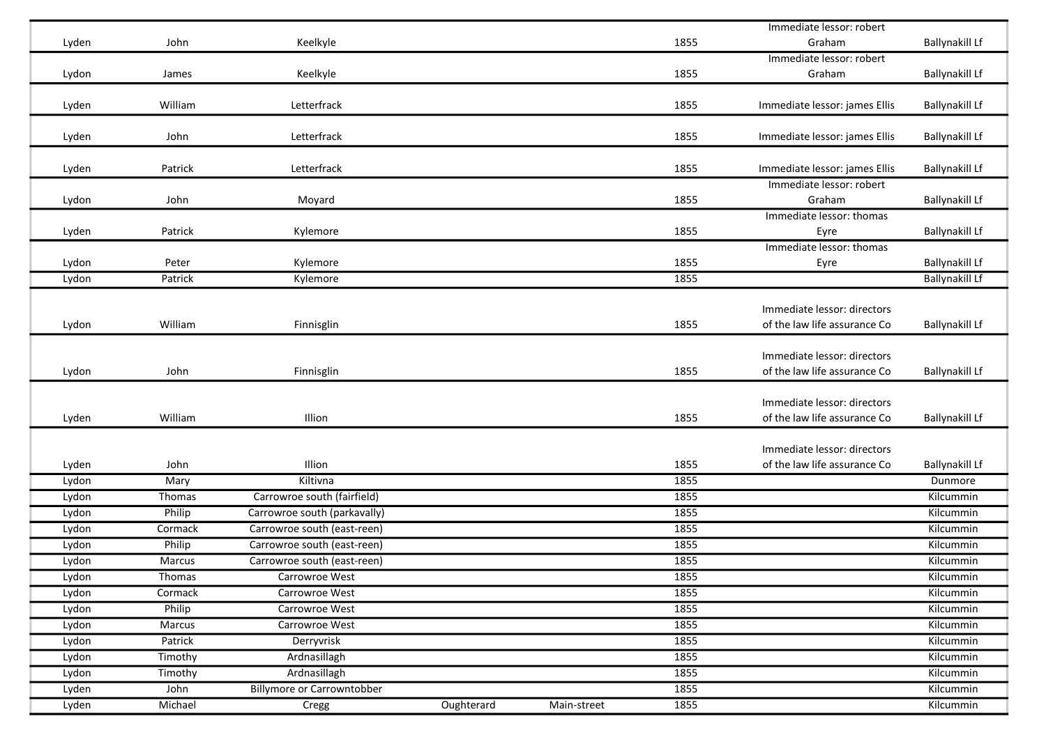| | | | | | | | |
|---|---|---|---|---|---|---|---|
| Lyden | John | Keelkyle | | | 1855 | Immediate lessor: robert Graham | Ballynakill Lf |
| Lydon | James | Keelkyle | | | 1855 | Immediate lessor: robert Graham | Ballynakill Lf |
| Lyden | William | Letterfrack | | | 1855 | Immediate lessor: james Ellis | Ballynakill Lf |
| Lyden | John | Letterfrack | | | 1855 | Immediate lessor: james Ellis | Ballynakill Lf |
| Lyden | Patrick | Letterfrack | | | 1855 | Immediate lessor: james Ellis | Ballynakill Lf |
| Lydon | John | Moyard | | | 1855 | Immediate lessor: robert Graham | Ballynakill Lf |
| Lyden | Patrick | Kylemore | | | 1855 | Immediate lessor: thomas Eyre | Ballynakill Lf |
| Lydon | Peter | Kylemore | | | 1855 | Immediate lessor: thomas Eyre | Ballynakill Lf |
| Lydon | Patrick | Kylemore | | | 1855 | | Ballynakill Lf |
| Lydon | William | Finnisglin | | | 1855 | Immediate lessor: directors of the law life assurance Co | Ballynakill Lf |
| Lydon | John | Finnisglin | | | 1855 | Immediate lessor: directors of the law life assurance Co | Ballynakill Lf |
| Lyden | William | Illion | | | 1855 | Immediate lessor: directors of the law life assurance Co | Ballynakill Lf |
| Lyden | John | Illion | | | 1855 | Immediate lessor: directors of the law life assurance Co | Ballynakill Lf |
| Lydon | Mary | Kiltivna | | | 1855 | | Dunmore |
| Lydon | Thomas | Carrowroe south (fairfield) | | | 1855 | | Kilcummin |
| Lydon | Philip | Carrowroe south (parkavally) | | | 1855 | | Kilcummin |
| Lydon | Cormack | Carrowroe south (east-reen) | | | 1855 | | Kilcummin |
| Lydon | Philip | Carrowroe south (east-reen) | | | 1855 | | Kilcummin |
| Lydon | Marcus | Carrowroe south (east-reen) | | | 1855 | | Kilcummin |
| Lydon | Thomas | Carrowroe West | | | 1855 | | Kilcummin |
| Lydon | Cormack | Carrowroe West | | | 1855 | | Kilcummin |
| Lydon | Philip | Carrowroe West | | | 1855 | | Kilcummin |
| Lydon | Marcus | Carrowroe West | | | 1855 | | Kilcummin |
| Lydon | Patrick | Derryvrisk | | | 1855 | | Kilcummin |
| Lydon | Timothy | Ardnasillagh | | | 1855 | | Kilcummin |
| Lydon | Timothy | Ardnasillagh | | | 1855 | | Kilcummin |
| Lyden | John | Billymore or Carrowntobber | | | 1855 | | Kilcummin |
| Lyden | Michael | Cregg | Oughterard | Main-street | 1855 | | Kilcummin |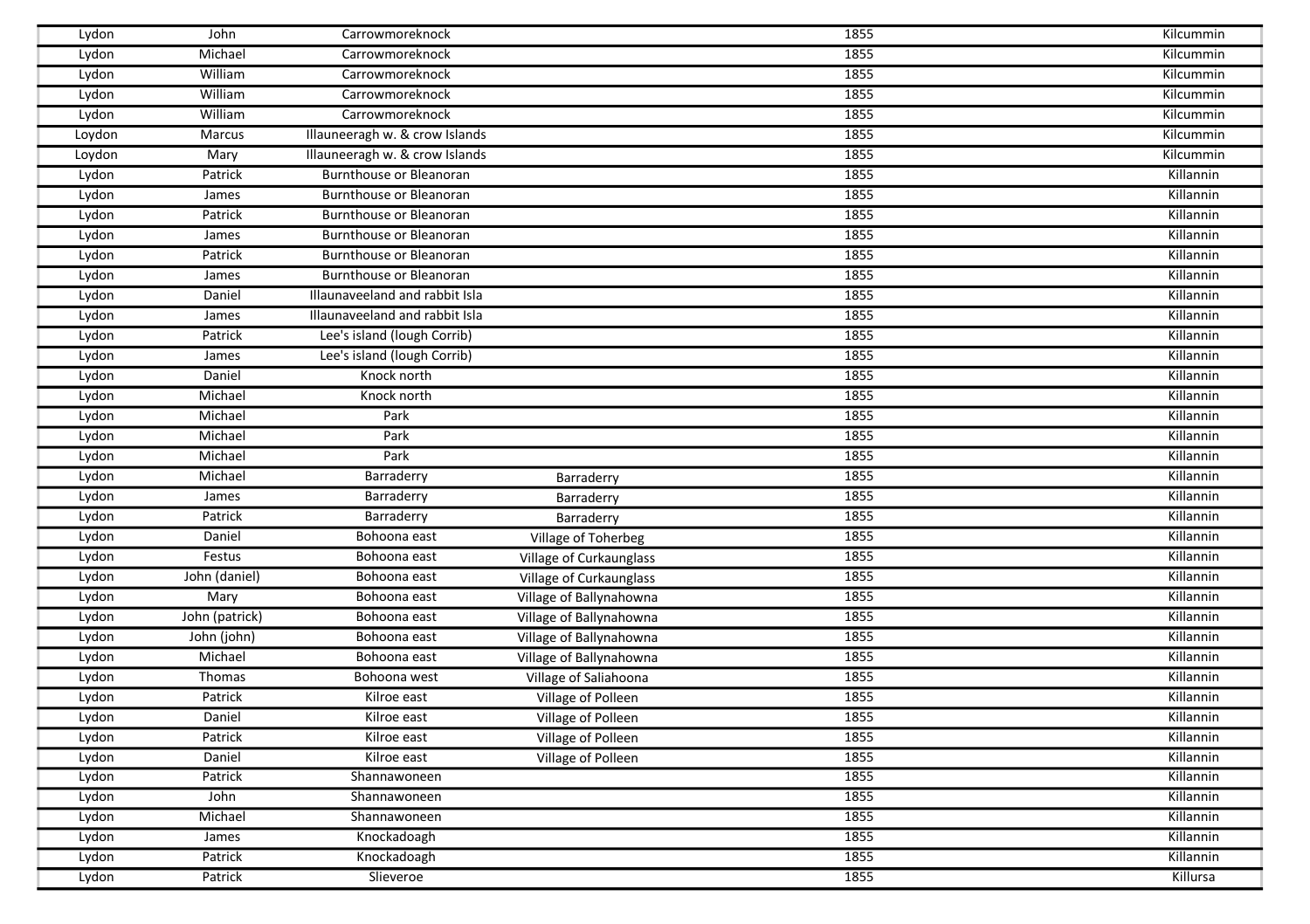| | | | | | |
|---|---|---|---|---|---|
| Lydon | John | Carrowmoreknock | | 1855 | Kilcummin |
| Lydon | Michael | Carrowmoreknock | | 1855 | Kilcummin |
| Lydon | William | Carrowmoreknock | | 1855 | Kilcummin |
| Lydon | William | Carrowmoreknock | | 1855 | Kilcummin |
| Lydon | William | Carrowmoreknock | | 1855 | Kilcummin |
| Loydon | Marcus | Illauneeragh w. & crow Islands | | 1855 | Kilcummin |
| Loydon | Mary | Illauneeragh w. & crow Islands | | 1855 | Kilcummin |
| Lydon | Patrick | Burnthouse or Bleanoran | | 1855 | Killannin |
| Lydon | James | Burnthouse or Bleanoran | | 1855 | Killannin |
| Lydon | Patrick | Burnthouse or Bleanoran | | 1855 | Killannin |
| Lydon | James | Burnthouse or Bleanoran | | 1855 | Killannin |
| Lydon | Patrick | Burnthouse or Bleanoran | | 1855 | Killannin |
| Lydon | James | Burnthouse or Bleanoran | | 1855 | Killannin |
| Lydon | Daniel | Illaunaveeland and rabbit Isla | | 1855 | Killannin |
| Lydon | James | Illaunaveeland and rabbit Isla | | 1855 | Killannin |
| Lydon | Patrick | Lee's island (lough Corrib) | | 1855 | Killannin |
| Lydon | James | Lee's island (lough Corrib) | | 1855 | Killannin |
| Lydon | Daniel | Knock north | | 1855 | Killannin |
| Lydon | Michael | Knock north | | 1855 | Killannin |
| Lydon | Michael | Park | | 1855 | Killannin |
| Lydon | Michael | Park | | 1855 | Killannin |
| Lydon | Michael | Park | | 1855 | Killannin |
| Lydon | Michael | Barraderry | Barraderry | 1855 | Killannin |
| Lydon | James | Barraderry | Barraderry | 1855 | Killannin |
| Lydon | Patrick | Barraderry | Barraderry | 1855 | Killannin |
| Lydon | Daniel | Bohoona east | Village of Toherbeg | 1855 | Killannin |
| Lydon | Festus | Bohoona east | Village of Curkaunglass | 1855 | Killannin |
| Lydon | John (daniel) | Bohoona east | Village of Curkaunglass | 1855 | Killannin |
| Lydon | Mary | Bohoona east | Village of Ballynahowna | 1855 | Killannin |
| Lydon | John (patrick) | Bohoona east | Village of Ballynahowna | 1855 | Killannin |
| Lydon | John (john) | Bohoona east | Village of Ballynahowna | 1855 | Killannin |
| Lydon | Michael | Bohoona east | Village of Ballynahowna | 1855 | Killannin |
| Lydon | Thomas | Bohoona west | Village of Saliahoona | 1855 | Killannin |
| Lydon | Patrick | Kilroe east | Village of Polleen | 1855 | Killannin |
| Lydon | Daniel | Kilroe east | Village of Polleen | 1855 | Killannin |
| Lydon | Patrick | Kilroe east | Village of Polleen | 1855 | Killannin |
| Lydon | Daniel | Kilroe east | Village of Polleen | 1855 | Killannin |
| Lydon | Patrick | Shannawoneen | | 1855 | Killannin |
| Lydon | John | Shannawoneen | | 1855 | Killannin |
| Lydon | Michael | Shannawoneen | | 1855 | Killannin |
| Lydon | James | Knockadoagh | | 1855 | Killannin |
| Lydon | Patrick | Knockadoagh | | 1855 | Killannin |
| Lydon | Patrick | Slieveroe | | 1855 | Killursa |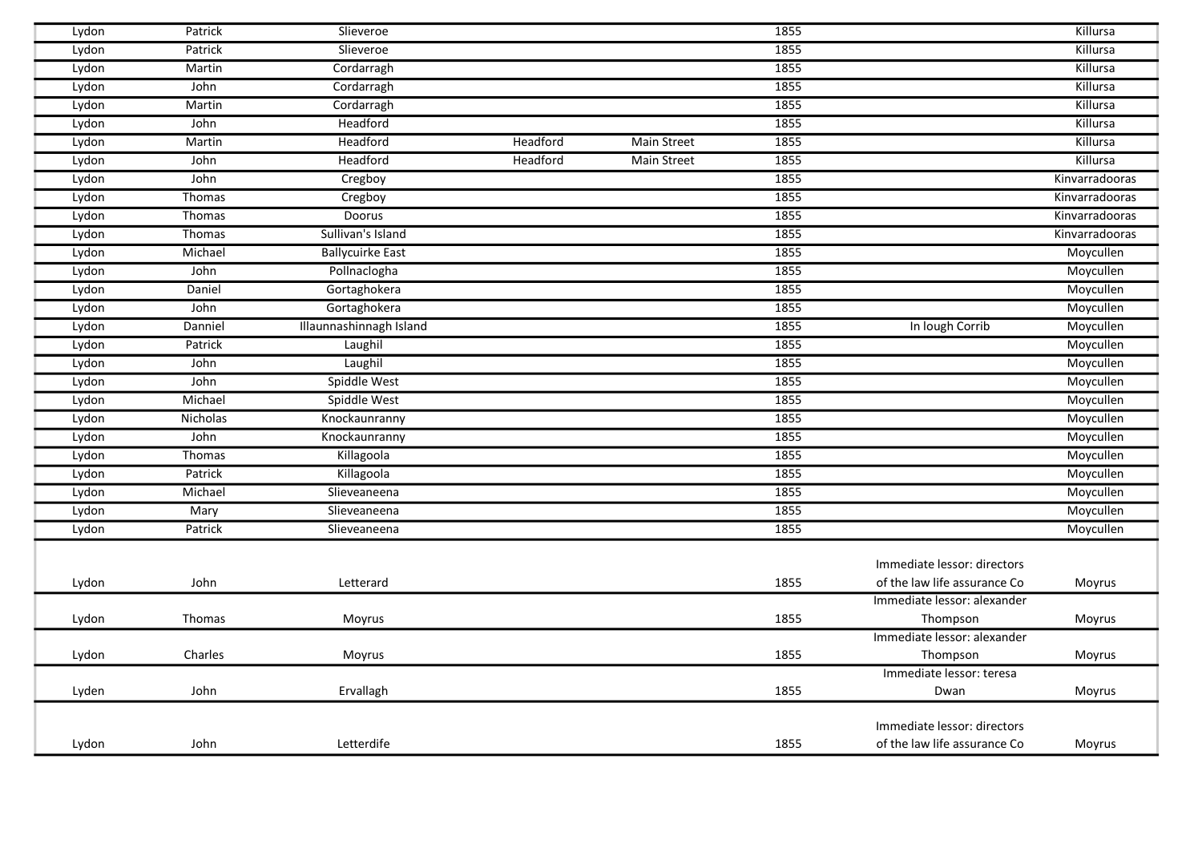| | | | | | | | |
|---|---|---|---|---|---|---|---|
| Lydon | Patrick | Slieveroe | | | 1855 | | Killursa |
| Lydon | Patrick | Slieveroe | | | 1855 | | Killursa |
| Lydon | Martin | Cordarragh | | | 1855 | | Killursa |
| Lydon | John | Cordarragh | | | 1855 | | Killursa |
| Lydon | Martin | Cordarragh | | | 1855 | | Killursa |
| Lydon | John | Headford | | | 1855 | | Killursa |
| Lydon | Martin | Headford | Headford | Main Street | 1855 | | Killursa |
| Lydon | John | Headford | Headford | Main Street | 1855 | | Killursa |
| Lydon | John | Cregboy | | | 1855 | | Kinvarradooras |
| Lydon | Thomas | Cregboy | | | 1855 | | Kinvarradooras |
| Lydon | Thomas | Doorus | | | 1855 | | Kinvarradooras |
| Lydon | Thomas | Sullivan's Island | | | 1855 | | Kinvarradooras |
| Lydon | Michael | Ballycuirke East | | | 1855 | | Moycullen |
| Lydon | John | Pollnaclogha | | | 1855 | | Moycullen |
| Lydon | Daniel | Gortaghokera | | | 1855 | | Moycullen |
| Lydon | John | Gortaghokera | | | 1855 | | Moycullen |
| Lydon | Danniel | Illaunnashinnagh Island | | | 1855 | In lough Corrib | Moycullen |
| Lydon | Patrick | Laughil | | | 1855 | | Moycullen |
| Lydon | John | Laughil | | | 1855 | | Moycullen |
| Lydon | John | Spiddle West | | | 1855 | | Moycullen |
| Lydon | Michael | Spiddle West | | | 1855 | | Moycullen |
| Lydon | Nicholas | Knockaunranny | | | 1855 | | Moycullen |
| Lydon | John | Knockaunranny | | | 1855 | | Moycullen |
| Lydon | Thomas | Killagoola | | | 1855 | | Moycullen |
| Lydon | Patrick | Killagoola | | | 1855 | | Moycullen |
| Lydon | Michael | Slieveaneena | | | 1855 | | Moycullen |
| Lydon | Mary | Slieveaneena | | | 1855 | | Moycullen |
| Lydon | Patrick | Slieveaneena | | | 1855 | | Moycullen |
| Lydon | John | Letterard | | | 1855 | Immediate lessor: directors of the law life assurance Co | Moyrus |
| Lydon | Thomas | Moyrus | | | 1855 | Immediate lessor: alexander Thompson | Moyrus |
| Lydon | Charles | Moyrus | | | 1855 | Immediate lessor: alexander Thompson | Moyrus |
| Lyden | John | Ervallagh | | | 1855 | Immediate lessor: teresa Dwan | Moyrus |
| Lydon | John | Letterdife | | | 1855 | Immediate lessor: directors of the law life assurance Co | Moyrus |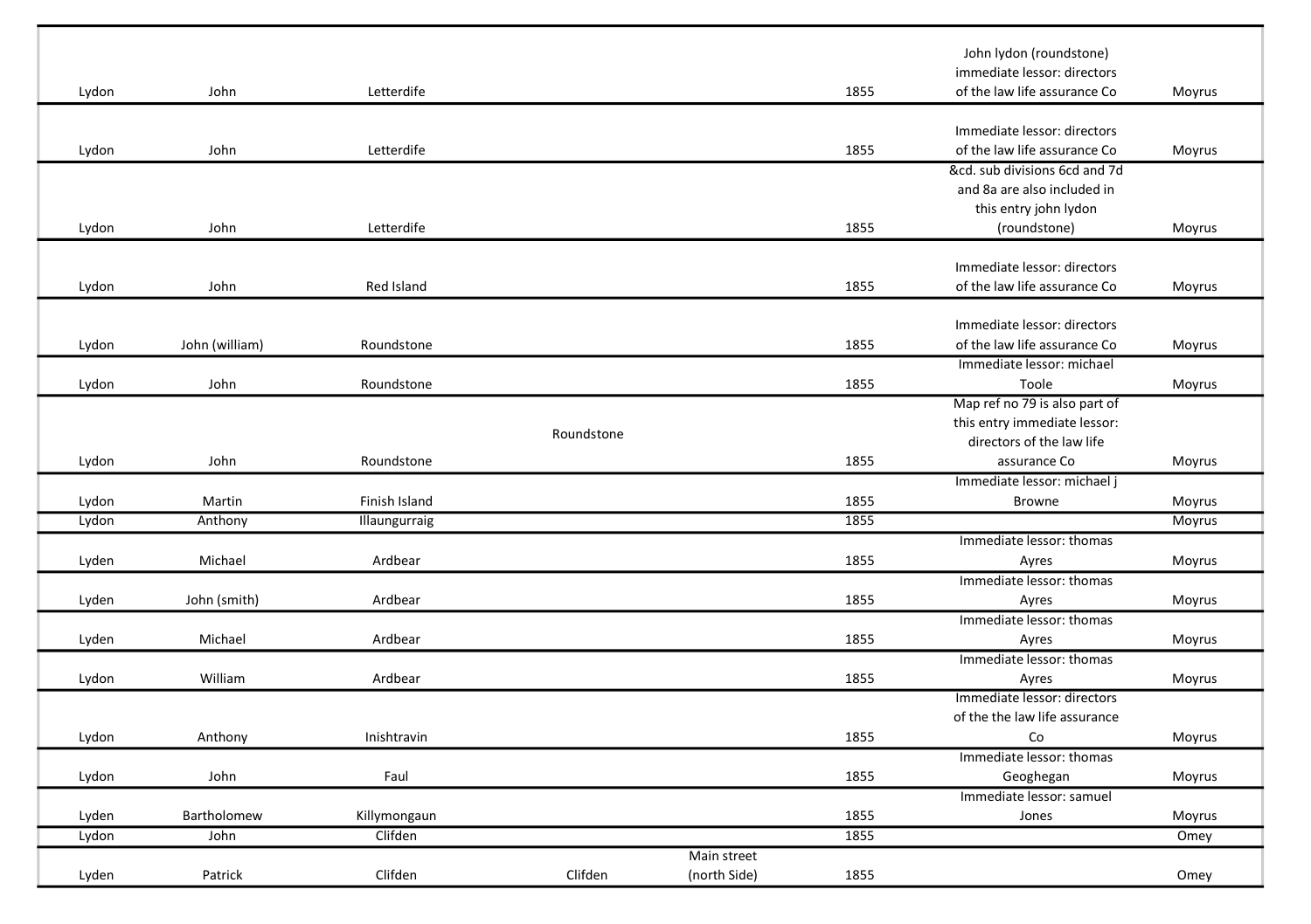| | | | | | | | |
|---|---|---|---|---|---|---|---|
| Lydon | John | Letterdife | | | 1855 | John lydon (roundstone) immediate lessor: directors of the law life assurance Co | Moyrus |
| Lydon | John | Letterdife | | | 1855 | Immediate lessor: directors of the law life assurance Co | Moyrus |
| Lydon | John | Letterdife | | | 1855 | &cd. sub divisions 6cd and 7d and 8a are also included in this entry john lydon (roundstone) | Moyrus |
| Lydon | John | Red Island | | | 1855 | Immediate lessor: directors of the law life assurance Co | Moyrus |
| Lydon | John (william) | Roundstone | | | 1855 | Immediate lessor: directors of the law life assurance Co | Moyrus |
| Lydon | John | Roundstone | | | 1855 | Immediate lessor: michael Toole | Moyrus |
| Lydon | John | Roundstone | Roundstone | | 1855 | Map ref no 79 is also part of this entry immediate lessor: directors of the law life assurance Co | Moyrus |
| Lydon | Martin | Finish Island | | | 1855 | Immediate lessor: michael j Browne | Moyrus |
| Lydon | Anthony | Illaungurraig | | | 1855 | | Moyrus |
| Lyden | Michael | Ardbear | | | 1855 | Immediate lessor: thomas Ayres | Moyrus |
| Lyden | John (smith) | Ardbear | | | 1855 | Immediate lessor: thomas Ayres | Moyrus |
| Lyden | Michael | Ardbear | | | 1855 | Immediate lessor: thomas Ayres | Moyrus |
| Lyden | William | Ardbear | | | 1855 | Immediate lessor: thomas Ayres | Moyrus |
| Lydon | Anthony | Inishtravin | | | 1855 | Immediate lessor: directors of the the law life assurance Co | Moyrus |
| Lydon | John | Faul | | | 1855 | Immediate lessor: thomas Geoghegan | Moyrus |
| Lyden | Bartholomew | Killymongaun | | | 1855 | Immediate lessor: samuel Jones | Moyrus |
| Lydon | John | Clifden | | | 1855 | | Omey |
| Lyden | Patrick | Clifden | Clifden | Main street (north Side) | 1855 | | Omey |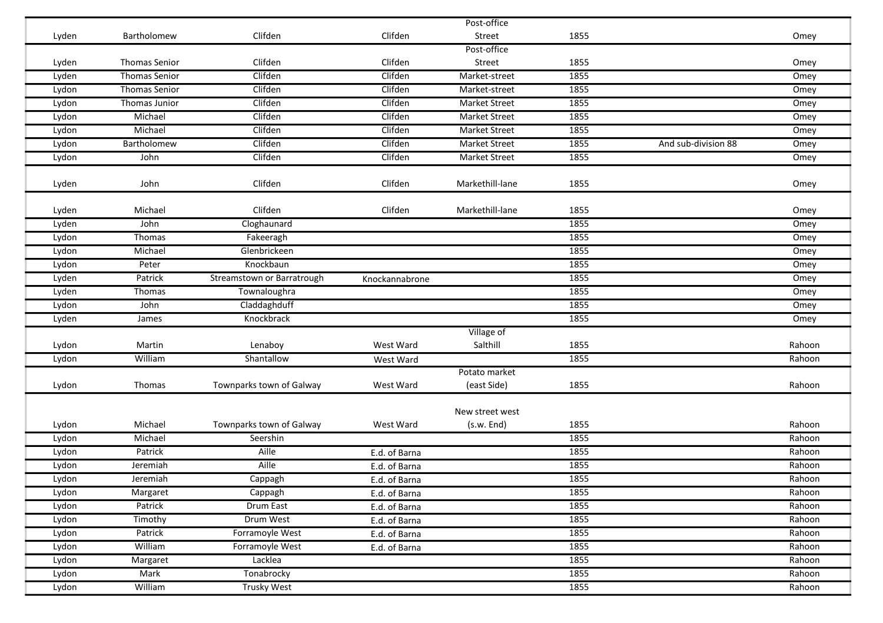| | | | | | | | |
|---|---|---|---|---|---|---|---|
| Lyden | Bartholomew | Clifden | Clifden | Post-office Street | 1855 | | Omey |
| Lyden | Thomas Senior | Clifden | Clifden | Post-office Street | 1855 | | Omey |
| Lyden | Thomas Senior | Clifden | Clifden | Market-street | 1855 | | Omey |
| Lydon | Thomas Senior | Clifden | Clifden | Market-street | 1855 | | Omey |
| Lydon | Thomas Junior | Clifden | Clifden | Market Street | 1855 | | Omey |
| Lydon | Michael | Clifden | Clifden | Market Street | 1855 | | Omey |
| Lydon | Michael | Clifden | Clifden | Market Street | 1855 | | Omey |
| Lydon | Bartholomew | Clifden | Clifden | Market Street | 1855 | And sub-division 88 | Omey |
| Lydon | John | Clifden | Clifden | Market Street | 1855 | | Omey |
| Lyden | John | Clifden | Clifden | Markethill-lane | 1855 | | Omey |
| Lyden | Michael | Clifden | Clifden | Markethill-lane | 1855 | | Omey |
| Lyden | John | Cloghaunard | | | 1855 | | Omey |
| Lydon | Thomas | Fakeeragh | | | 1855 | | Omey |
| Lydon | Michael | Glenbrickeen | | | 1855 | | Omey |
| Lyden | Peter | Knockbaun | | | 1855 | | Omey |
| Lyden | Patrick | Streamstown or Barratrough | Knockannabrone | | 1855 | | Omey |
| Lyden | Thomas | Townaloughra | | | 1855 | | Omey |
| Lydon | John | Claddaghduff | | | 1855 | | Omey |
| Lyden | James | Knockbrack | | | 1855 | | Omey |
| Lydon | Martin | Lenaboy | West Ward | Village of Salthill | 1855 | | Rahoon |
| Lydon | William | Shantallow | West Ward | | 1855 | | Rahoon |
| Lydon | Thomas | Townparks town of Galway | West Ward | Potato market (east Side) | 1855 | | Rahoon |
| Lydon | Michael | Townparks town of Galway | West Ward | New street west (s.w. End) | 1855 | | Rahoon |
| Lydon | Michael | Seershin | | | 1855 | | Rahoon |
| Lydon | Patrick | Aille | E.d. of Barna | | 1855 | | Rahoon |
| Lydon | Jeremiah | Aille | E.d. of Barna | | 1855 | | Rahoon |
| Lydon | Jeremiah | Cappagh | E.d. of Barna | | 1855 | | Rahoon |
| Lydon | Margaret | Cappagh | E.d. of Barna | | 1855 | | Rahoon |
| Lydon | Patrick | Drum East | E.d. of Barna | | 1855 | | Rahoon |
| Lydon | Timothy | Drum West | E.d. of Barna | | 1855 | | Rahoon |
| Lydon | Patrick | Forramoyle West | E.d. of Barna | | 1855 | | Rahoon |
| Lydon | William | Forramoyle West | E.d. of Barna | | 1855 | | Rahoon |
| Lydon | Margaret | Lacklea | | | 1855 | | Rahoon |
| Lydon | Mark | Tonabrocky | | | 1855 | | Rahoon |
| Lydon | William | Trusky West | | | 1855 | | Rahoon |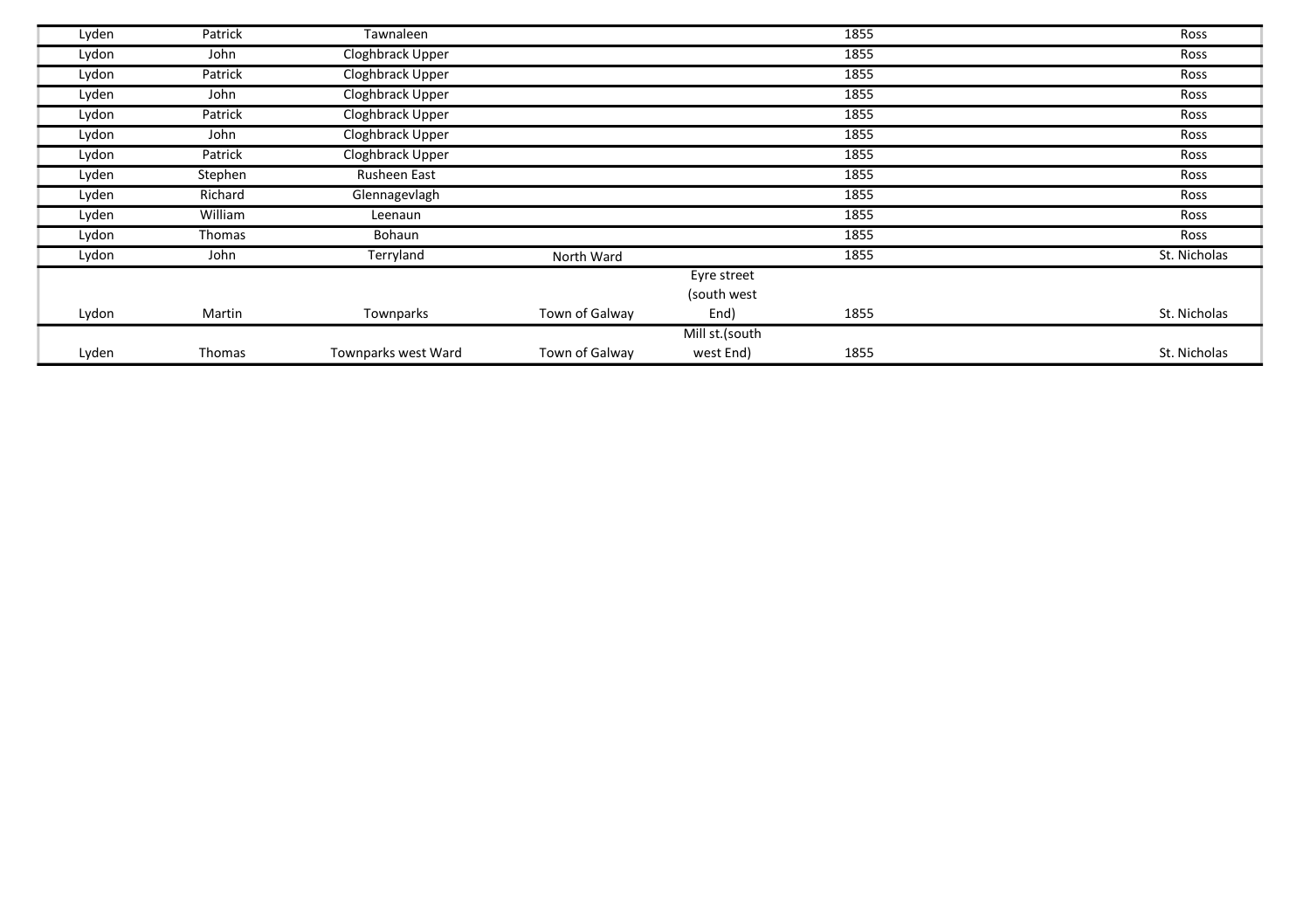| | | | | | | | |
|---|---|---|---|---|---|---|---|
| Lyden | Patrick | Tawnaleen | | | 1855 | | Ross |
| Lydon | John | Cloghbrack Upper | | | 1855 | | Ross |
| Lydon | Patrick | Cloghbrack Upper | | | 1855 | | Ross |
| Lyden | John | Cloghbrack Upper | | | 1855 | | Ross |
| Lydon | Patrick | Cloghbrack Upper | | | 1855 | | Ross |
| Lydon | John | Cloghbrack Upper | | | 1855 | | Ross |
| Lydon | Patrick | Cloghbrack Upper | | | 1855 | | Ross |
| Lyden | Stephen | Rusheen East | | | 1855 | | Ross |
| Lyden | Richard | Glennagevlagh | | | 1855 | | Ross |
| Lyden | William | Leenaun | | | 1855 | | Ross |
| Lydon | Thomas | Bohaun | | | 1855 | | Ross |
| Lydon | John | Terryland | North Ward | | 1855 | | St. Nicholas |
| Lydon | Martin | Townparks | Town of Galway | Eyre street (south west End) | 1855 | | St. Nicholas |
| Lyden | Thomas | Townparks west Ward | Town of Galway | Mill st.(south west End) | 1855 | | St. Nicholas |